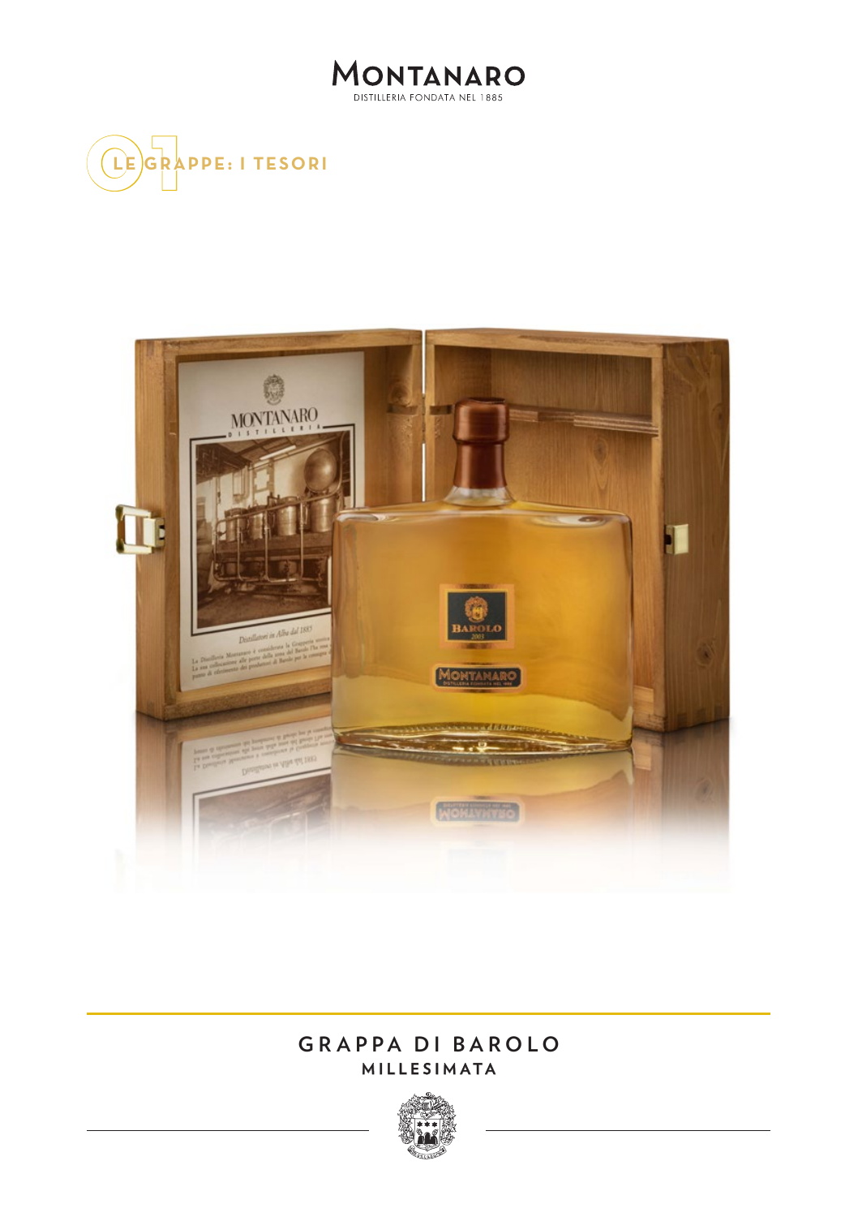# MONTANARO

DISTILLERIA FONDATA NEL 1885

## 01 LE GRAPPE: I TESORI

## GRAPPA DI BAROLO

### MILLESIMATA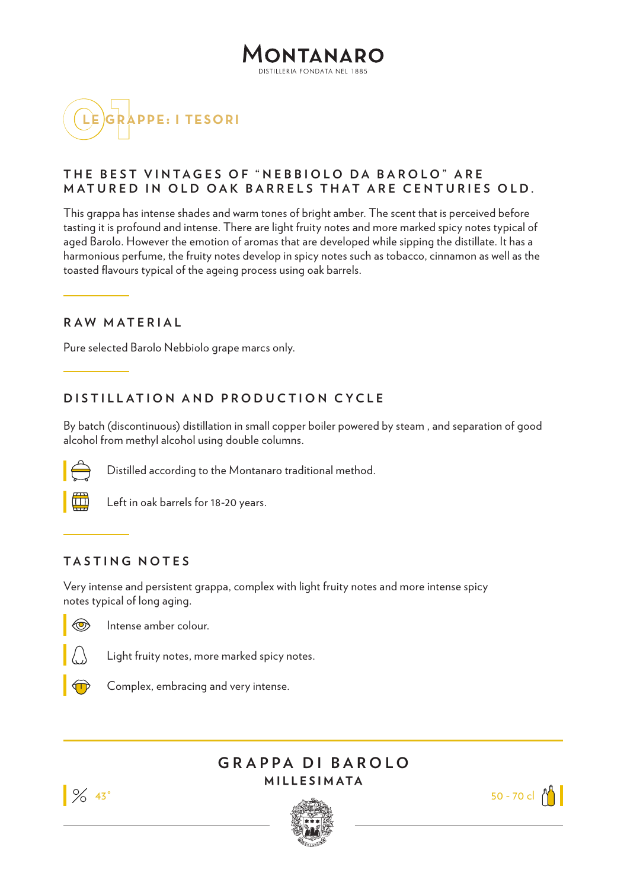# MONTANARO

DISTILLERIA FONDATA NEL 1885

## 01 LE GRAPPE: I TESORI

### THE BEST VINTAGES OF "NEBBIOLO DA BAROLO" ARE MATURED IN OLD OAK BARRELS THAT ARE CENTURIES OLD.

This grappa has intense shades and warm tones of bright amber. The scent that is perceived before tasting it is profound and intense. There are light fruity notes and more marked spicy notes typical of aged Barolo. However the emotion of aromas that are developed while sipping the distillate. It has a harmonious perfume, the fruity notes develop in spicy notes such as tobacco, cinnamon as well as the toasted flavours typical of the ageing process using oak barrels.

### RAW MATERIAL

Pure selected Barolo Nebbiolo grape marcs only.

### DISTILLATION AND PRODUCTION CYCLE

By batch (discontinuous) distillation in small copper boiler powered by steam , and separation of good alcohol from methyl alcohol using double columns.

- Distilled according to the Montanaro traditional method.
- Left in oak barrels for 18-20 years.

### TASTING NOTES

Very intense and persistent grappa, complex with light fruity notes and more intense spicy notes typical of long aging.

- Intense amber colour.
- Light fruity notes, more marked spicy notes.
- Complex, embracing and very intense.

## GRAPPA DI BAROLO

### MILLESIMATA

% 43°

50 - 70 cl